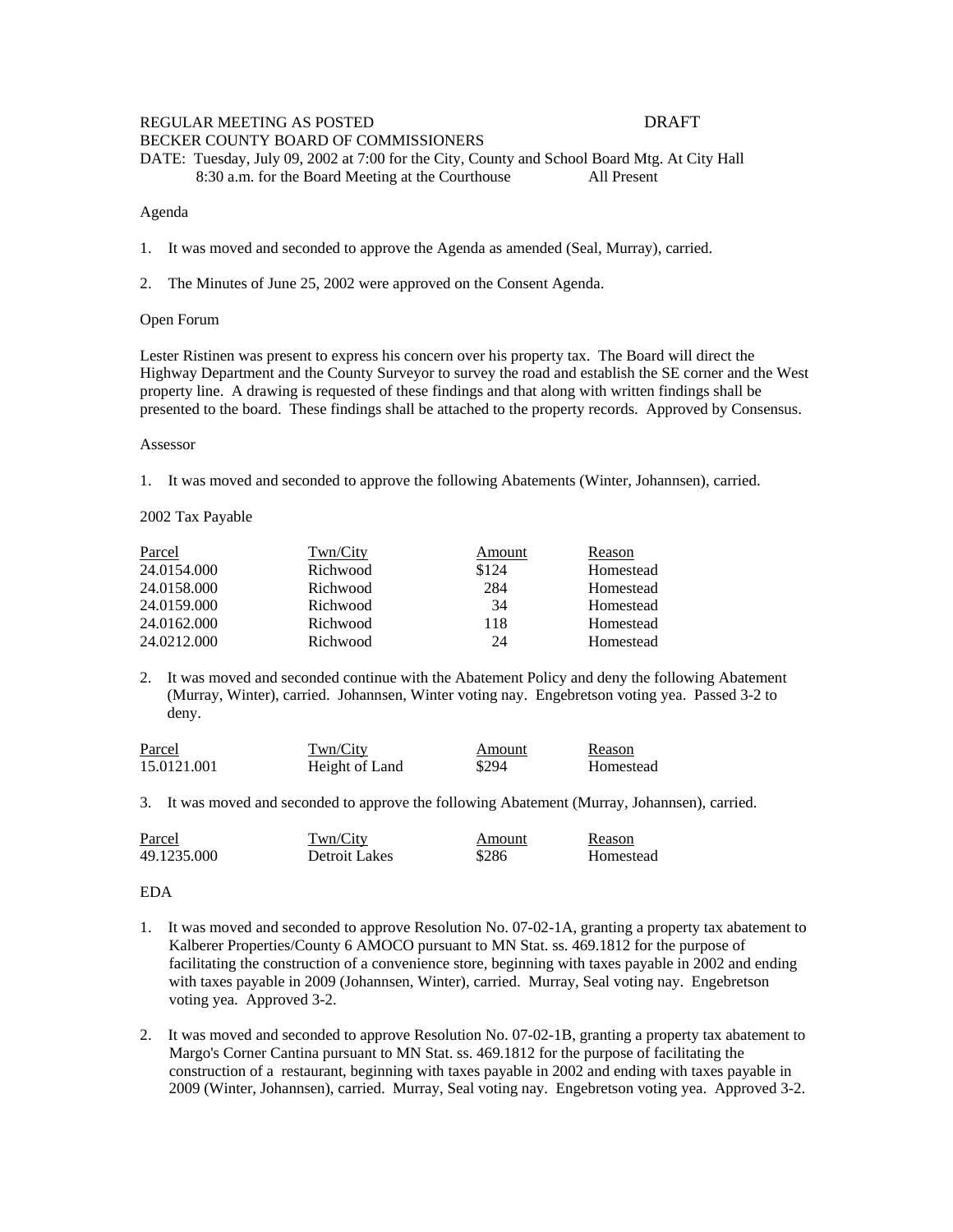REGULAR MEETING AS POSTED DRAFT

BECKER COUNTY BOARD OF COMMISSIONERS

DATE: Tuesday, July 09, 2002 at 7:00 for the City, County and School Board Mtg. At City Hall
8:30 a.m. for the Board Meeting at the Courthouse All Present

Agenda

1. It was moved and seconded to approve the Agenda as amended (Seal, Murray), carried.

2. The Minutes of June 25, 2002 were approved on the Consent Agenda.

Open Forum

Lester Ristinen was present to express his concern over his property tax. The Board will direct the Highway Department and the County Surveyor to survey the road and establish the SE corner and the West property line. A drawing is requested of these findings and that along with written findings shall be presented to the board. These findings shall be attached to the property records. Approved by Consensus.

Assessor

1. It was moved and seconded to approve the following Abatements (Winter, Johannsen), carried.

2002 Tax Payable

| Parcel | Twn/City | Amount | Reason |
|---|---|---|---|
| 24.0154.000 | Richwood | $124 | Homestead |
| 24.0158.000 | Richwood | 284 | Homestead |
| 24.0159.000 | Richwood | 34 | Homestead |
| 24.0162.000 | Richwood | 118 | Homestead |
| 24.0212.000 | Richwood | 24 | Homestead |

2. It was moved and seconded continue with the Abatement Policy and deny the following Abatement (Murray, Winter), carried. Johannsen, Winter voting nay. Engebretson voting yea. Passed 3-2 to deny.

| Parcel | Twn/City | Amount | Reason |
|---|---|---|---|
| 15.0121.001 | Height of Land | $294 | Homestead |

3. It was moved and seconded to approve the following Abatement (Murray, Johannsen), carried.

| Parcel | Twn/City | Amount | Reason |
|---|---|---|---|
| 49.1235.000 | Detroit Lakes | $286 | Homestead |

EDA

1. It was moved and seconded to approve Resolution No. 07-02-1A, granting a property tax abatement to Kalberer Properties/County 6 AMOCO pursuant to MN Stat. ss. 469.1812 for the purpose of facilitating the construction of a convenience store, beginning with taxes payable in 2002 and ending with taxes payable in 2009 (Johannsen, Winter), carried. Murray, Seal voting nay. Engebretson voting yea. Approved 3-2.

2. It was moved and seconded to approve Resolution No. 07-02-1B, granting a property tax abatement to Margo's Corner Cantina pursuant to MN Stat. ss. 469.1812 for the purpose of facilitating the construction of a restaurant, beginning with taxes payable in 2002 and ending with taxes payable in 2009 (Winter, Johannsen), carried. Murray, Seal voting nay. Engebretson voting yea. Approved 3-2.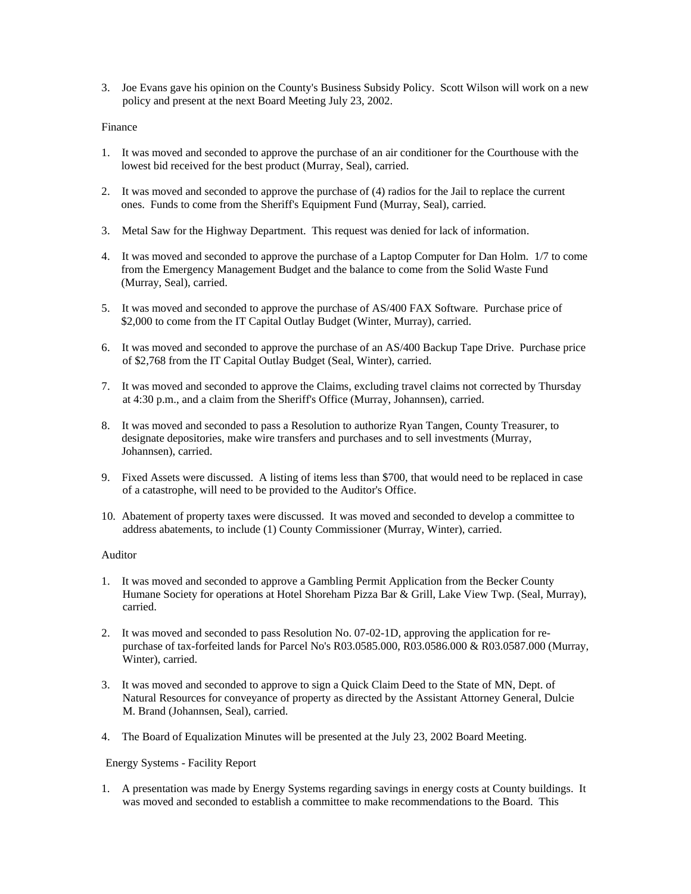3. Joe Evans gave his opinion on the County's Business Subsidy Policy. Scott Wilson will work on a new policy and present at the next Board Meeting July 23, 2002.

Finance

1. It was moved and seconded to approve the purchase of an air conditioner for the Courthouse with the lowest bid received for the best product (Murray, Seal), carried.

2. It was moved and seconded to approve the purchase of (4) radios for the Jail to replace the current ones. Funds to come from the Sheriff's Equipment Fund (Murray, Seal), carried.

3. Metal Saw for the Highway Department. This request was denied for lack of information.

4. It was moved and seconded to approve the purchase of a Laptop Computer for Dan Holm. 1/7 to come from the Emergency Management Budget and the balance to come from the Solid Waste Fund (Murray, Seal), carried.

5. It was moved and seconded to approve the purchase of AS/400 FAX Software. Purchase price of $2,000 to come from the IT Capital Outlay Budget (Winter, Murray), carried.

6. It was moved and seconded to approve the purchase of an AS/400 Backup Tape Drive. Purchase price of $2,768 from the IT Capital Outlay Budget (Seal, Winter), carried.

7. It was moved and seconded to approve the Claims, excluding travel claims not corrected by Thursday at 4:30 p.m., and a claim from the Sheriff's Office (Murray, Johannsen), carried.

8. It was moved and seconded to pass a Resolution to authorize Ryan Tangen, County Treasurer, to designate depositories, make wire transfers and purchases and to sell investments (Murray, Johannsen), carried.

9. Fixed Assets were discussed. A listing of items less than $700, that would need to be replaced in case of a catastrophe, will need to be provided to the Auditor's Office.

10. Abatement of property taxes were discussed. It was moved and seconded to develop a committee to address abatements, to include (1) County Commissioner (Murray, Winter), carried.

Auditor

1. It was moved and seconded to approve a Gambling Permit Application from the Becker County Humane Society for operations at Hotel Shoreham Pizza Bar & Grill, Lake View Twp. (Seal, Murray), carried.

2. It was moved and seconded to pass Resolution No. 07-02-1D, approving the application for re-purchase of tax-forfeited lands for Parcel No's R03.0585.000, R03.0586.000 & R03.0587.000 (Murray, Winter), carried.

3. It was moved and seconded to approve to sign a Quick Claim Deed to the State of MN, Dept. of Natural Resources for conveyance of property as directed by the Assistant Attorney General, Dulcie M. Brand (Johannsen, Seal), carried.

4. The Board of Equalization Minutes will be presented at the July 23, 2002 Board Meeting.

Energy Systems - Facility Report

1. A presentation was made by Energy Systems regarding savings in energy costs at County buildings. It was moved and seconded to establish a committee to make recommendations to the Board. This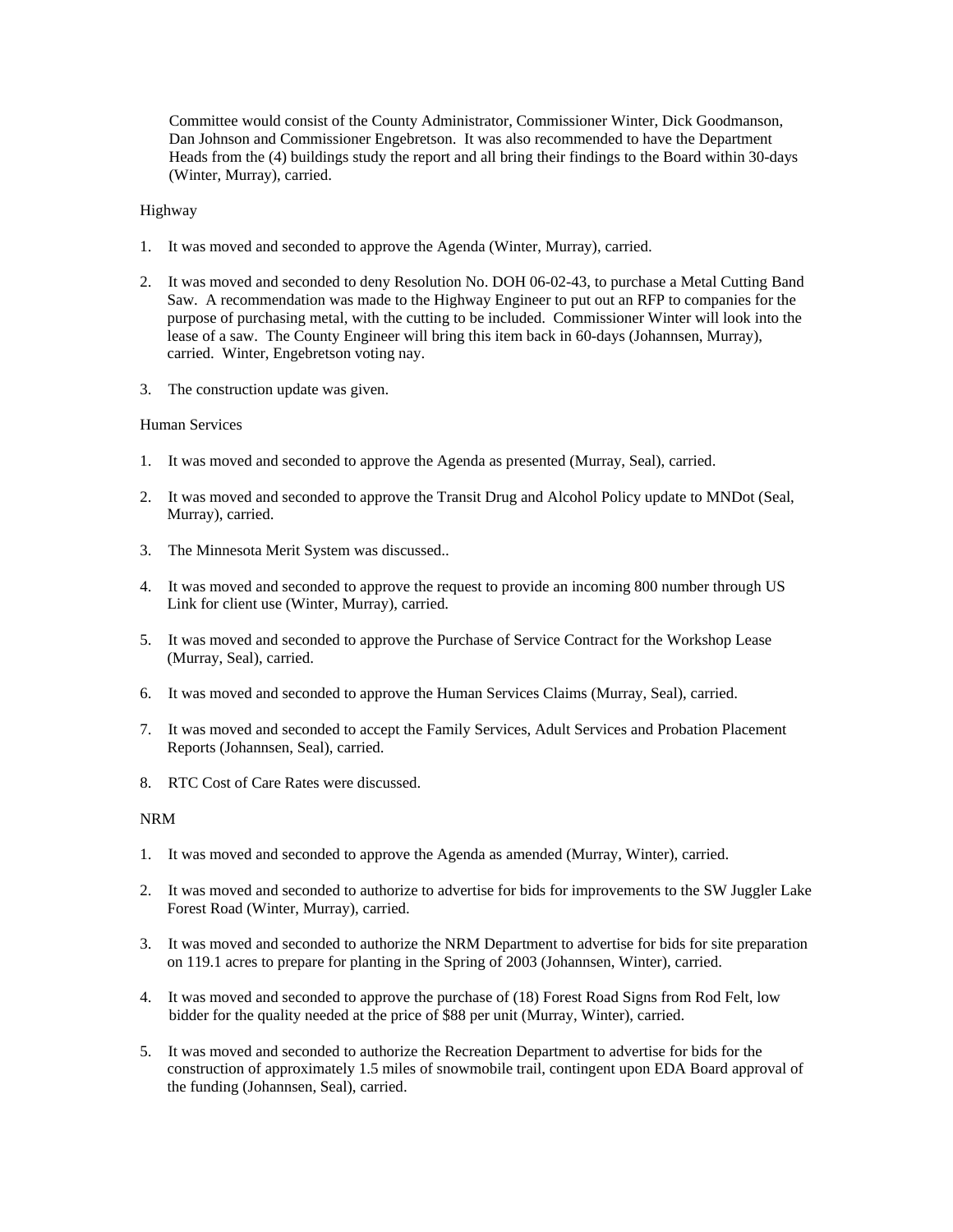Committee would consist of the County Administrator, Commissioner Winter, Dick Goodmanson, Dan Johnson and Commissioner Engebretson. It was also recommended to have the Department Heads from the (4) buildings study the report and all bring their findings to the Board within 30-days (Winter, Murray), carried.

Highway

1. It was moved and seconded to approve the Agenda (Winter, Murray), carried.

2. It was moved and seconded to deny Resolution No. DOH 06-02-43, to purchase a Metal Cutting Band Saw. A recommendation was made to the Highway Engineer to put out an RFP to companies for the purpose of purchasing metal, with the cutting to be included. Commissioner Winter will look into the lease of a saw. The County Engineer will bring this item back in 60-days (Johannsen, Murray), carried. Winter, Engebretson voting nay.

3. The construction update was given.

Human Services

1. It was moved and seconded to approve the Agenda as presented (Murray, Seal), carried.

2. It was moved and seconded to approve the Transit Drug and Alcohol Policy update to MNDot (Seal, Murray), carried.

3. The Minnesota Merit System was discussed..

4. It was moved and seconded to approve the request to provide an incoming 800 number through US Link for client use (Winter, Murray), carried.

5. It was moved and seconded to approve the Purchase of Service Contract for the Workshop Lease (Murray, Seal), carried.

6. It was moved and seconded to approve the Human Services Claims (Murray, Seal), carried.

7. It was moved and seconded to accept the Family Services, Adult Services and Probation Placement Reports (Johannsen, Seal), carried.

8. RTC Cost of Care Rates were discussed.

NRM

1. It was moved and seconded to approve the Agenda as amended (Murray, Winter), carried.

2. It was moved and seconded to authorize to advertise for bids for improvements to the SW Juggler Lake Forest Road (Winter, Murray), carried.

3. It was moved and seconded to authorize the NRM Department to advertise for bids for site preparation on 119.1 acres to prepare for planting in the Spring of 2003 (Johannsen, Winter), carried.

4. It was moved and seconded to approve the purchase of (18) Forest Road Signs from Rod Felt, low bidder for the quality needed at the price of $88 per unit (Murray, Winter), carried.

5. It was moved and seconded to authorize the Recreation Department to advertise for bids for the construction of approximately 1.5 miles of snowmobile trail, contingent upon EDA Board approval of the funding (Johannsen, Seal), carried.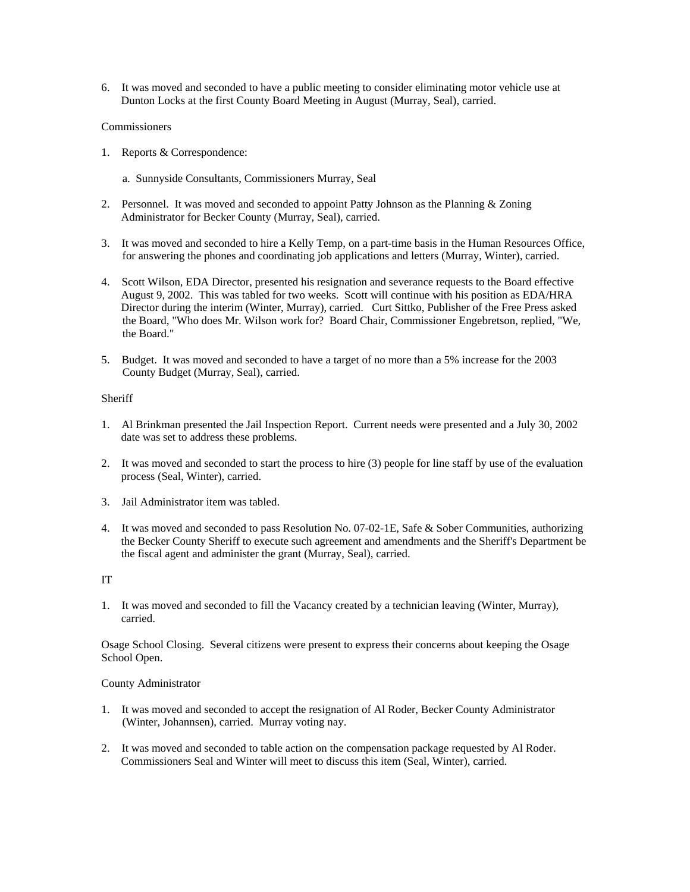6. It was moved and seconded to have a public meeting to consider eliminating motor vehicle use at Dunton Locks at the first County Board Meeting in August (Murray, Seal), carried.

Commissioners

1. Reports & Correspondence:

   a. Sunnyside Consultants, Commissioners Murray, Seal

2. Personnel. It was moved and seconded to appoint Patty Johnson as the Planning & Zoning Administrator for Becker County (Murray, Seal), carried.

3. It was moved and seconded to hire a Kelly Temp, on a part-time basis in the Human Resources Office, for answering the phones and coordinating job applications and letters (Murray, Winter), carried.

4. Scott Wilson, EDA Director, presented his resignation and severance requests to the Board effective August 9, 2002. This was tabled for two weeks. Scott will continue with his position as EDA/HRA Director during the interim (Winter, Murray), carried. Curt Sittko, Publisher of the Free Press asked the Board, "Who does Mr. Wilson work for? Board Chair, Commissioner Engebretson, replied, "We, the Board."

5. Budget. It was moved and seconded to have a target of no more than a 5% increase for the 2003 County Budget (Murray, Seal), carried.

Sheriff

1. Al Brinkman presented the Jail Inspection Report. Current needs were presented and a July 30, 2002 date was set to address these problems.

2. It was moved and seconded to start the process to hire (3) people for line staff by use of the evaluation process (Seal, Winter), carried.

3. Jail Administrator item was tabled.

4. It was moved and seconded to pass Resolution No. 07-02-1E, Safe & Sober Communities, authorizing the Becker County Sheriff to execute such agreement and amendments and the Sheriff's Department be the fiscal agent and administer the grant (Murray, Seal), carried.

IT

1. It was moved and seconded to fill the Vacancy created by a technician leaving (Winter, Murray), carried.

Osage School Closing. Several citizens were present to express their concerns about keeping the Osage School Open.

County Administrator

1. It was moved and seconded to accept the resignation of Al Roder, Becker County Administrator (Winter, Johannsen), carried. Murray voting nay.

2. It was moved and seconded to table action on the compensation package requested by Al Roder. Commissioners Seal and Winter will meet to discuss this item (Seal, Winter), carried.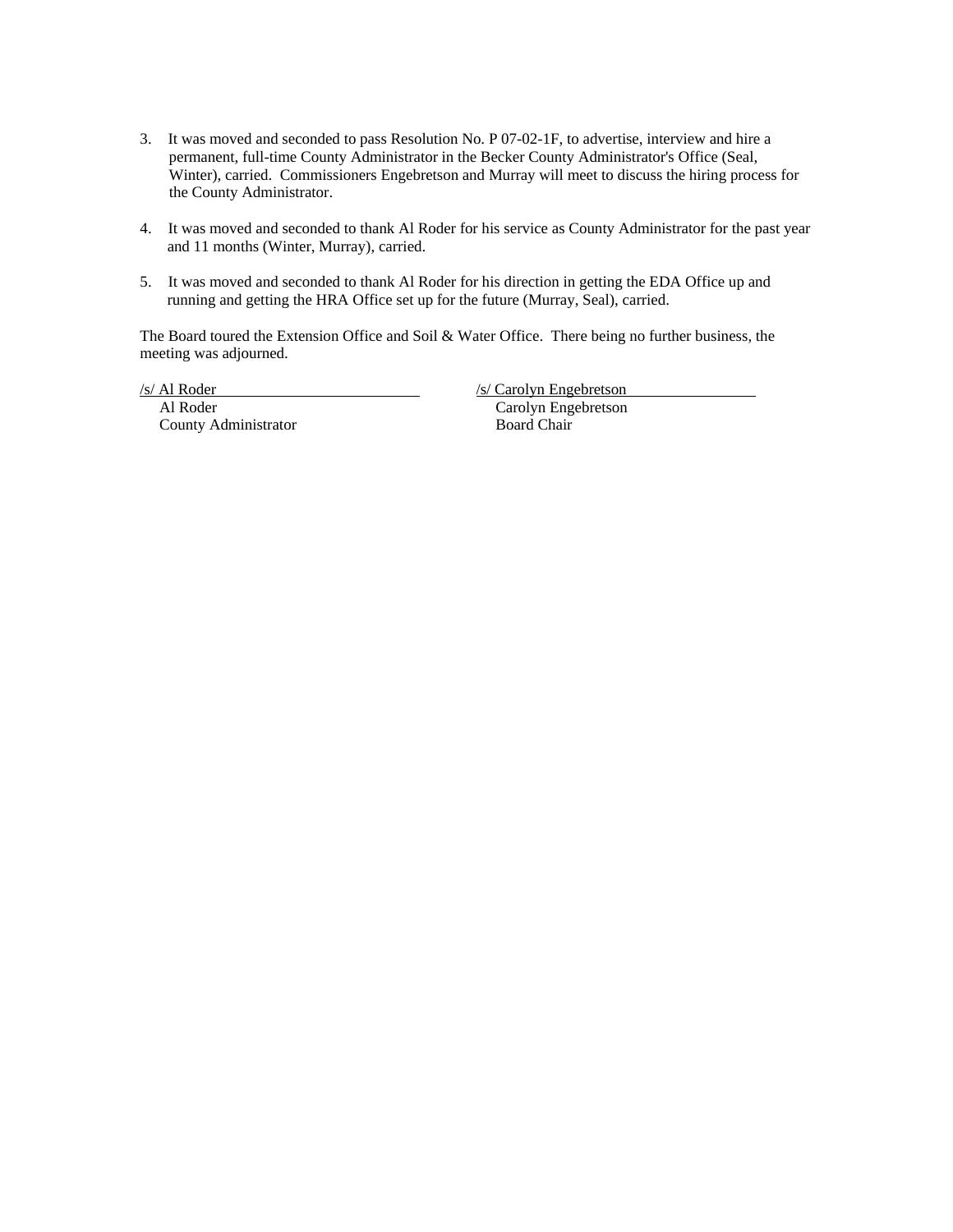3. It was moved and seconded to pass Resolution No. P 07-02-1F, to advertise, interview and hire a permanent, full-time County Administrator in the Becker County Administrator's Office (Seal, Winter), carried. Commissioners Engebretson and Murray will meet to discuss the hiring process for the County Administrator.

4. It was moved and seconded to thank Al Roder for his service as County Administrator for the past year and 11 months (Winter, Murray), carried.

5. It was moved and seconded to thank Al Roder for his direction in getting the EDA Office up and running and getting the HRA Office set up for the future (Murray, Seal), carried.

The Board toured the Extension Office and Soil & Water Office. There being no further business, the meeting was adjourned.

| | |
|---|---|
| /s/ Al Roder | /s/ Carolyn Engebretson |
| Al Roder | Carolyn Engebretson |
| County Administrator | Board Chair |